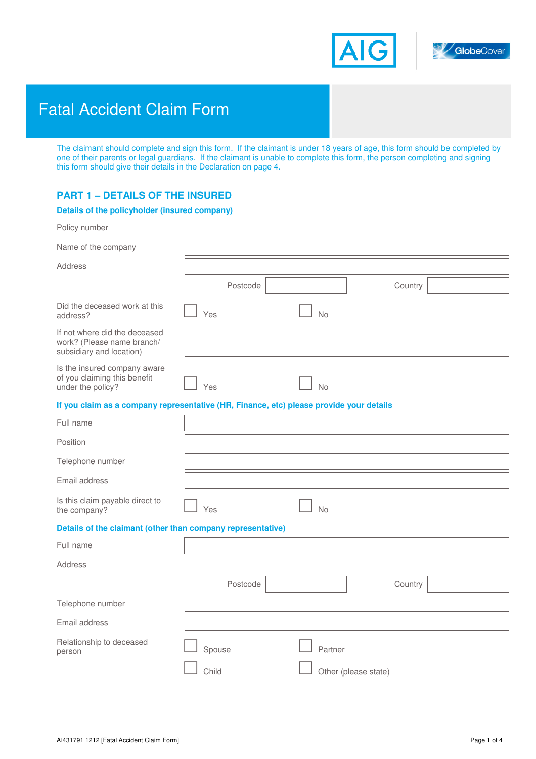# Fatal Accident Claim Form

The claimant should complete and sign this form. If the claimant is under 18 years of age, this form should be completed by one of their parents or legal guardians. If the claimant is unable to complete this form, the person completing and signing this form should give their details in the Declaration on page 4.

## PART 1 – DETAILS OF THE INSURED

### Details of the policyholder (insured company)

Policy number

Name of the company

Address

Postcode Country

Did the deceased work at this address? ☐ Yes ☐ No

If not where did the deceased work? (Please name branch/ subsidiary and location)

Is the insured company aware of you claiming this benefit under the policy? ☐ Yes ☐ No

### If you claim as a company representative (HR, Finance, etc) please provide your details

Full name

Position

Telephone number

Email address

Is this claim payable direct to the company? ☐ Yes ☐ No

### Details of the claimant (other than company representative)

Full name

Address

Postcode Country

Telephone number

Email address

Relationship to deceased person ☐ Spouse ☐ Partner ☐ Child ☐ Other (please state) ________________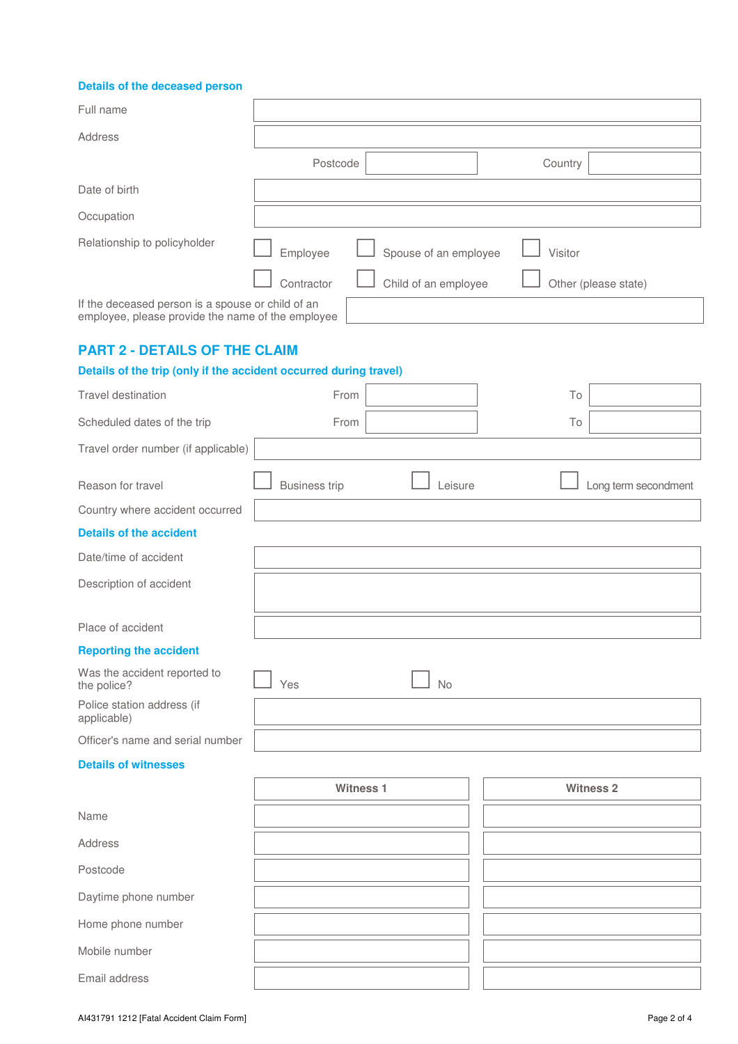### Details of the deceased person

| | |
|---|---|
| Full name | |
| Address | |
| Postcode | Country |
| Date of birth | |
| Occupation | |

Relationship to policyholder

- ☐ Employee
- ☐ Spouse of an employee
- ☐ Visitor
- ☐ Contractor
- ☐ Child of an employee
- ☐ Other (please state)

If the deceased person is a spouse or child of an employee, please provide the name of the employee: 

## PART 2 - DETAILS OF THE CLAIM

### Details of the trip (only if the accident occurred during travel)

| | From | To |
|---|---|---|
| Travel destination | | |
| Scheduled dates of the trip | | |

Travel order number (if applicable): 

Reason for travel

- ☐ Business trip
- ☐ Leisure
- ☐ Long term secondment

Country where accident occurred: 

### Details of the accident

| | |
|---|---|
| Date/time of accident | |
| Description of accident | |
| Place of accident | |

### Reporting the accident

Was the accident reported to the police?

- ☐ Yes
- ☐ No

| | |
|---|---|
| Police station address (if applicable) | |
| Officer's name and serial number | |

### Details of witnesses

| | Witness 1 | Witness 2 |
|---|---|---|
| Name | | |
| Address | | |
| Postcode | | |
| Daytime phone number | | |
| Home phone number | | |
| Mobile number | | |
| Email address | | |

AI431791 1212 [Fatal Accident Claim Form]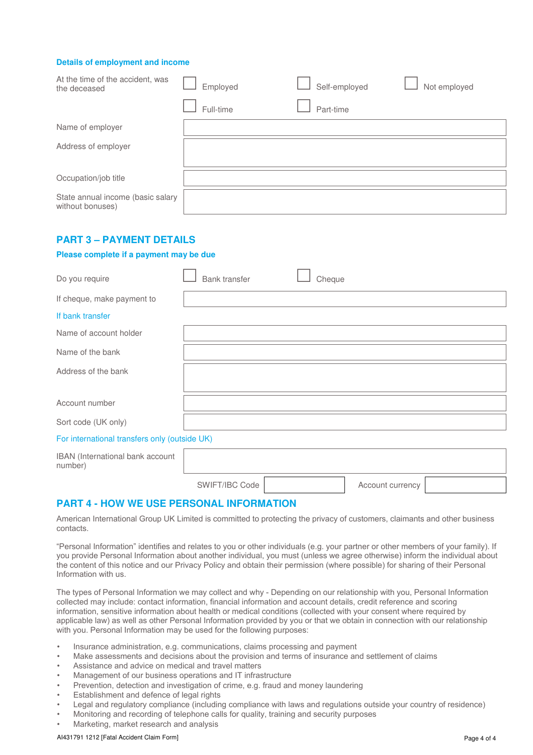### Details of employment and income

| | | | |
|---|---|---|---|
| At the time of the accident, was the deceased | ☐ Employed | ☐ Self-employed | ☐ Not employed |
| | ☐ Full-time | ☐ Part-time | |
| Name of employer | | | |
| Address of employer | | | |
| Occupation/job title | | | |
| State annual income (basic salary without bonuses) | | | |

## PART 3 – PAYMENT DETAILS

### Please complete if a payment may be due

| | | |
|---|---|---|
| Do you require | ☐ Bank transfer | ☐ Cheque |
| If cheque, make payment to | | |

If bank transfer

| | |
|---|---|
| Name of account holder | |
| Name of the bank | |
| Address of the bank | |
| Account number | |
| Sort code (UK only) | |

For international transfers only (outside UK)

| | | | |
|---|---|---|---|
| IBAN (International bank account number) | | | |
| SWIFT/IBC Code | | Account currency | |

## PART 4 - HOW WE USE PERSONAL INFORMATION

American International Group UK Limited is committed to protecting the privacy of customers, claimants and other business contacts.

"Personal Information" identifies and relates to you or other individuals (e.g. your partner or other members of your family). If you provide Personal Information about another individual, you must (unless we agree otherwise) inform the individual about the content of this notice and our Privacy Policy and obtain their permission (where possible) for sharing of their Personal Information with us.

The types of Personal Information we may collect and why - Depending on our relationship with you, Personal Information collected may include: contact information, financial information and account details, credit reference and scoring information, sensitive information about health or medical conditions (collected with your consent where required by applicable law) as well as other Personal Information provided by you or that we obtain in connection with our relationship with you. Personal Information may be used for the following purposes:

- Insurance administration, e.g. communications, claims processing and payment
- Make assessments and decisions about the provision and terms of insurance and settlement of claims
- Assistance and advice on medical and travel matters
- Management of our business operations and IT infrastructure
- Prevention, detection and investigation of crime, e.g. fraud and money laundering
- Establishment and defence of legal rights
- Legal and regulatory compliance (including compliance with laws and regulations outside your country of residence)
- Monitoring and recording of telephone calls for quality, training and security purposes
- Marketing, market research and analysis

AI431791 1212 [Fatal Accident Claim Form]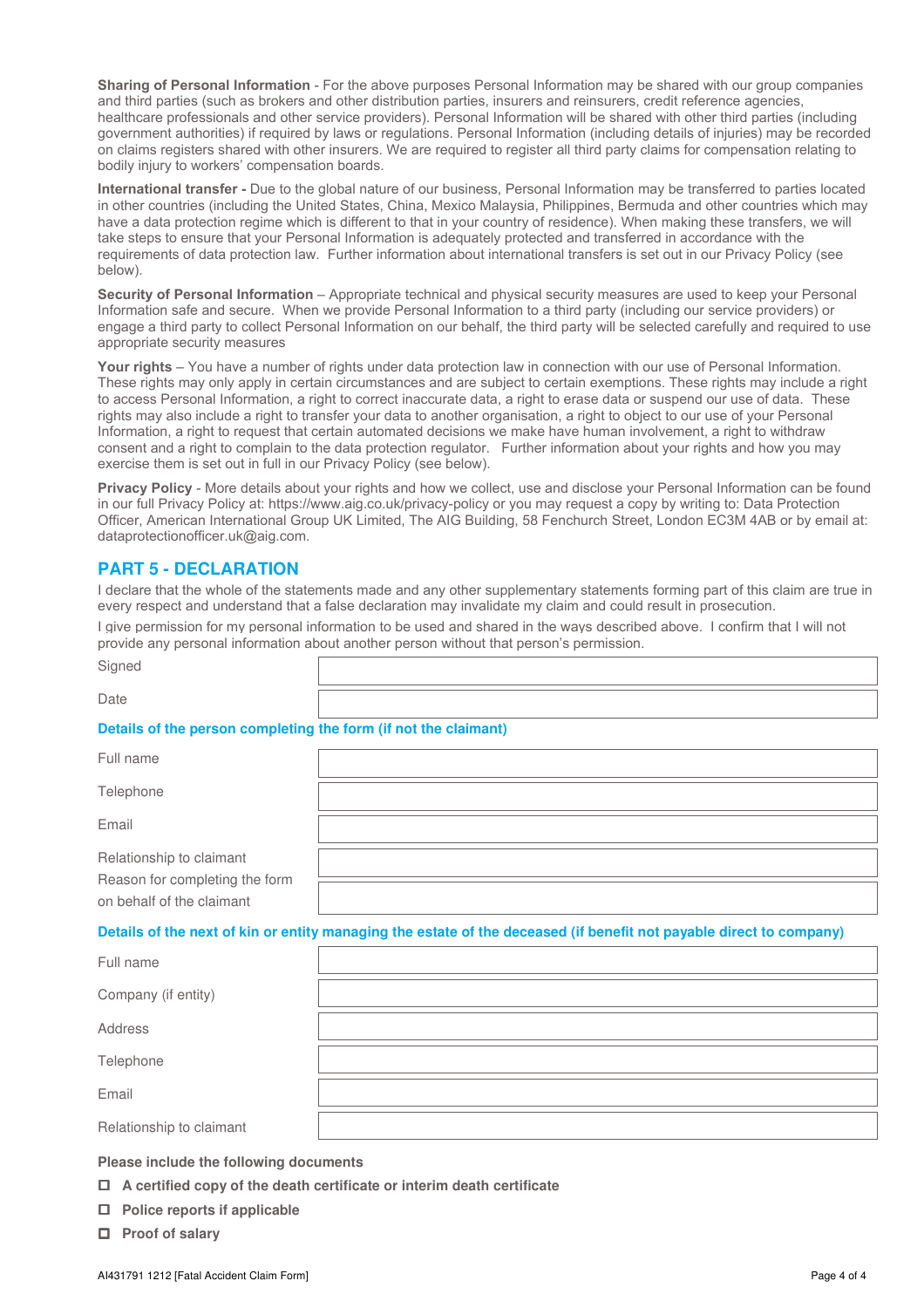**Sharing of Personal Information** - For the above purposes Personal Information may be shared with our group companies and third parties (such as brokers and other distribution parties, insurers and reinsurers, credit reference agencies, healthcare professionals and other service providers). Personal Information will be shared with other third parties (including government authorities) if required by laws or regulations. Personal Information (including details of injuries) may be recorded on claims registers shared with other insurers. We are required to register all third party claims for compensation relating to bodily injury to workers' compensation boards.

**International transfer -** Due to the global nature of our business, Personal Information may be transferred to parties located in other countries (including the United States, China, Mexico Malaysia, Philippines, Bermuda and other countries which may have a data protection regime which is different to that in your country of residence). When making these transfers, we will take steps to ensure that your Personal Information is adequately protected and transferred in accordance with the requirements of data protection law. Further information about international transfers is set out in our Privacy Policy (see below).

**Security of Personal Information** – Appropriate technical and physical security measures are used to keep your Personal Information safe and secure. When we provide Personal Information to a third party (including our service providers) or engage a third party to collect Personal Information on our behalf, the third party will be selected carefully and required to use appropriate security measures

**Your rights** – You have a number of rights under data protection law in connection with our use of Personal Information. These rights may only apply in certain circumstances and are subject to certain exemptions. These rights may include a right to access Personal Information, a right to correct inaccurate data, a right to erase data or suspend our use of data. These rights may also include a right to transfer your data to another organisation, a right to object to our use of your Personal Information, a right to request that certain automated decisions we make have human involvement, a right to withdraw consent and a right to complain to the data protection regulator. Further information about your rights and how you may exercise them is set out in full in our Privacy Policy (see below).

**Privacy Policy** - More details about your rights and how we collect, use and disclose your Personal Information can be found in our full Privacy Policy at: https://www.aig.co.uk/privacy-policy or you may request a copy by writing to: Data Protection Officer, American International Group UK Limited, The AIG Building, 58 Fenchurch Street, London EC3M 4AB or by email at: dataprotectionofficer.uk@aig.com.

## PART 5 - DECLARATION

I declare that the whole of the statements made and any other supplementary statements forming part of this claim are true in every respect and understand that a false declaration may invalidate my claim and could result in prosecution.

I give permission for my personal information to be used and shared in the ways described above. I confirm that I will not provide any personal information about another person without that person's permission.

| | |
|---|---|
| Signed | |
| Date | |

### Details of the person completing the form (if not the claimant)

| | |
|---|---|
| Full name | |
| Telephone | |
| Email | |
| Relationship to claimant | |
| Reason for completing the form on behalf of the claimant | |

### Details of the next of kin or entity managing the estate of the deceased (if benefit not payable direct to company)

| | |
|---|---|
| Full name | |
| Company (if entity) | |
| Address | |
| Telephone | |
| Email | |
| Relationship to claimant | |

**Please include the following documents**

- ☐ **A certified copy of the death certificate or interim death certificate**
- ☐ **Police reports if applicable**
- ☐ **Proof of salary**

AI431791 1212 [Fatal Accident Claim Form]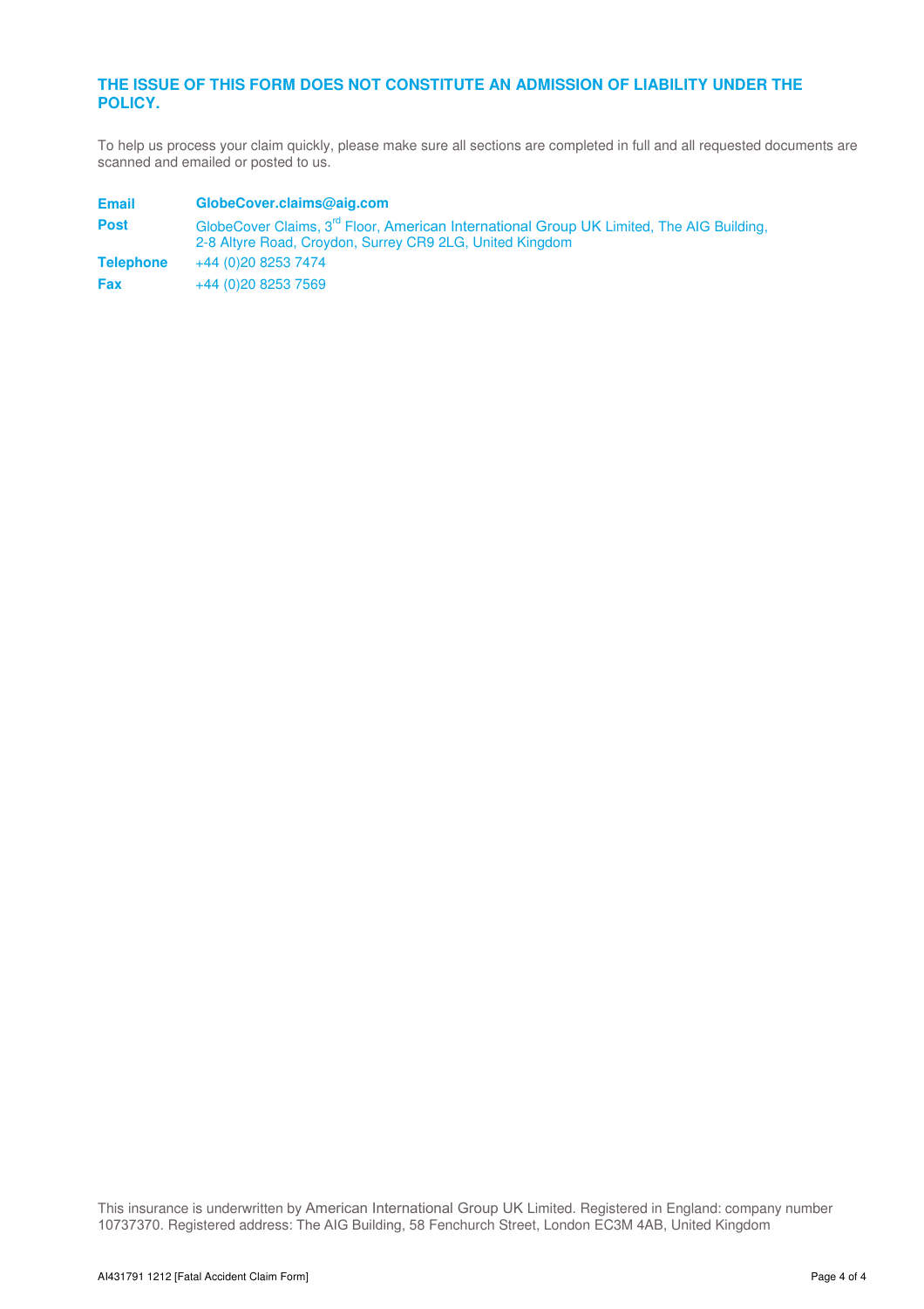**THE ISSUE OF THIS FORM DOES NOT CONSTITUTE AN ADMISSION OF LIABILITY UNDER THE POLICY.**

To help us process your claim quickly, please make sure all sections are completed in full and all requested documents are scanned and emailed or posted to us.

| | |
|---|---|
| **Email** | **GlobeCover.claims@aig.com** |
| **Post** | GlobeCover Claims, 3rd Floor, American International Group UK Limited, The AIG Building, 2-8 Altyre Road, Croydon, Surrey CR9 2LG, United Kingdom |
| **Telephone** | +44 (0)20 8253 7474 |
| **Fax** | +44 (0)20 8253 7569 |

This insurance is underwritten by American International Group UK Limited. Registered in England: company number 10737370. Registered address: The AIG Building, 58 Fenchurch Street, London EC3M 4AB, United Kingdom

AI431791 1212 [Fatal Accident Claim Form]